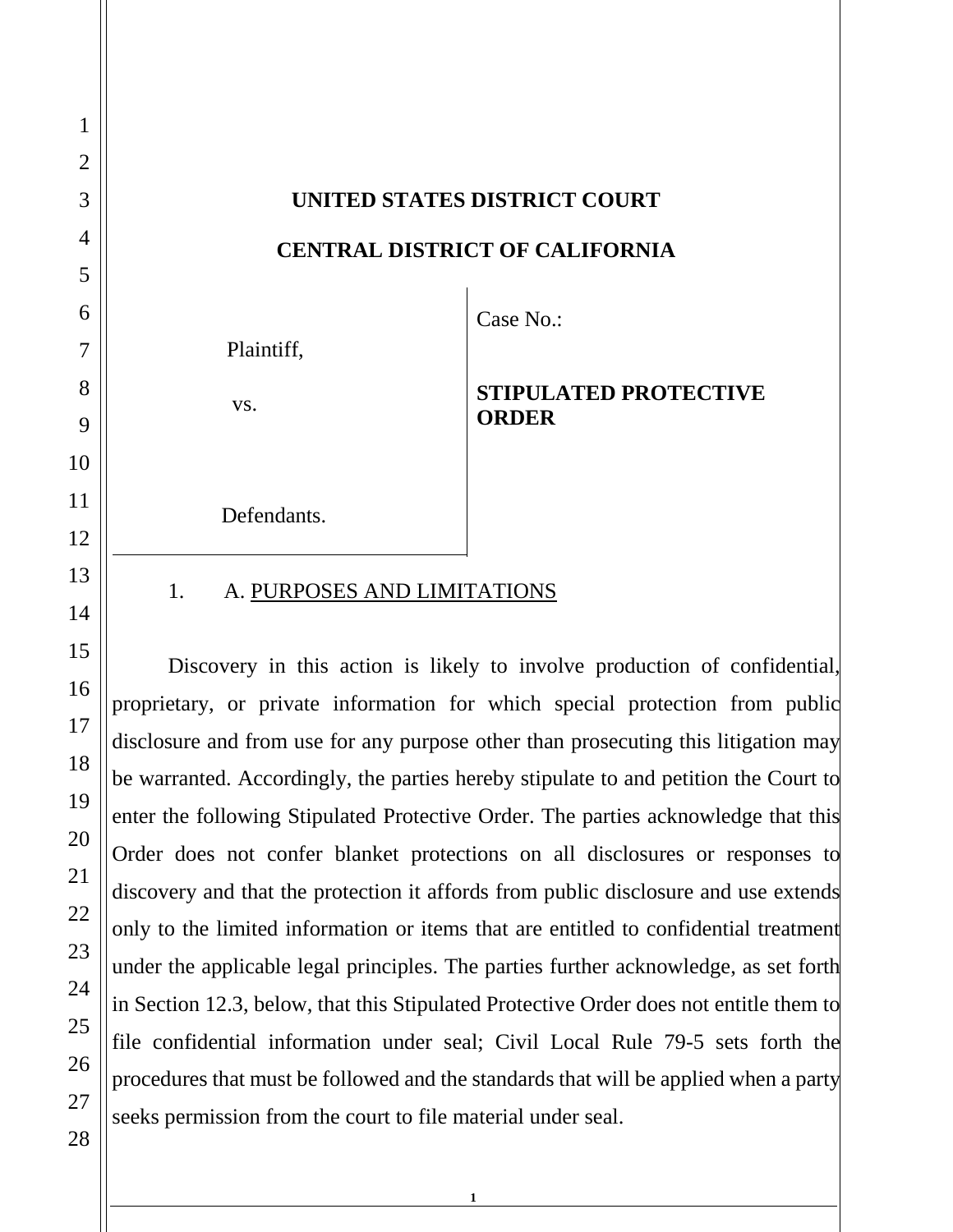# UNITED STATES DISTRICT COURT

# CENTRAL DISTRICT OF CALIFORNIA

Plaintiff,

vs.

Defendants.

Case No.:

**STIPULATED PROTECTIVE ORDER**

1. A. <u>PURPOSES AND LIMITATIONS</u>

Discovery in this action is likely to involve production of confidential, proprietary, or private information for which special protection from public disclosure and from use for any purpose other than prosecuting this litigation may be warranted. Accordingly, the parties hereby stipulate to and petition the Court to enter the following Stipulated Protective Order. The parties acknowledge that this Order does not confer blanket protections on all disclosures or responses to discovery and that the protection it affords from public disclosure and use extends only to the limited information or items that are entitled to confidential treatment under the applicable legal principles. The parties further acknowledge, as set forth in Section 12.3, below, that this Stipulated Protective Order does not entitle them to file confidential information under seal; Civil Local Rule 79-5 sets forth the procedures that must be followed and the standards that will be applied when a party seeks permission from the court to file material under seal.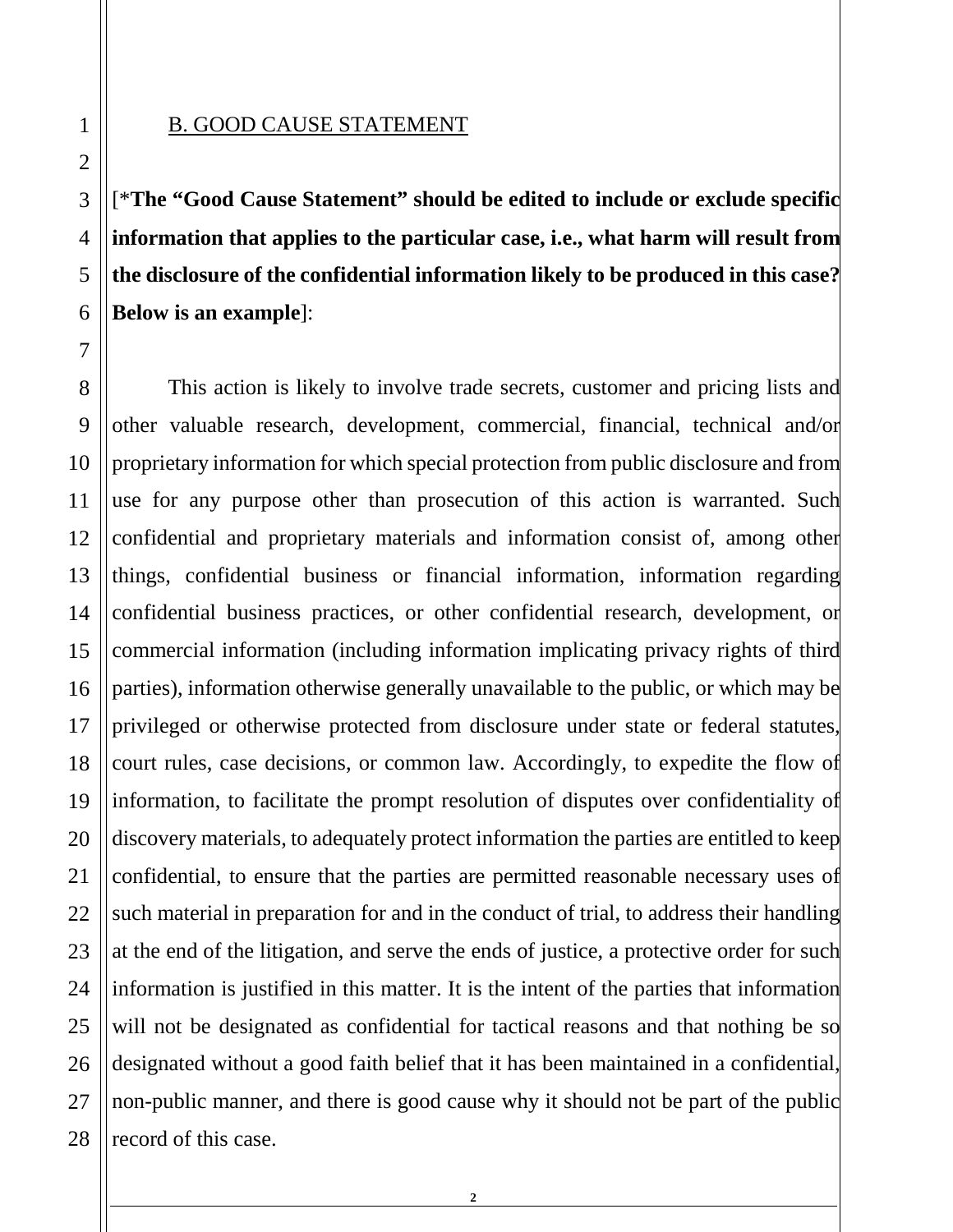B. GOOD CAUSE STATEMENT

[***The "Good Cause Statement" should be edited to include or exclude specific information that applies to the particular case, i.e., what harm will result from the disclosure of the confidential information likely to be produced in this case? Below is an example**]:

This action is likely to involve trade secrets, customer and pricing lists and other valuable research, development, commercial, financial, technical and/or proprietary information for which special protection from public disclosure and from use for any purpose other than prosecution of this action is warranted. Such confidential and proprietary materials and information consist of, among other things, confidential business or financial information, information regarding confidential business practices, or other confidential research, development, or commercial information (including information implicating privacy rights of third parties), information otherwise generally unavailable to the public, or which may be privileged or otherwise protected from disclosure under state or federal statutes, court rules, case decisions, or common law. Accordingly, to expedite the flow of information, to facilitate the prompt resolution of disputes over confidentiality of discovery materials, to adequately protect information the parties are entitled to keep confidential, to ensure that the parties are permitted reasonable necessary uses of such material in preparation for and in the conduct of trial, to address their handling at the end of the litigation, and serve the ends of justice, a protective order for such information is justified in this matter. It is the intent of the parties that information will not be designated as confidential for tactical reasons and that nothing be so designated without a good faith belief that it has been maintained in a confidential, non-public manner, and there is good cause why it should not be part of the public record of this case.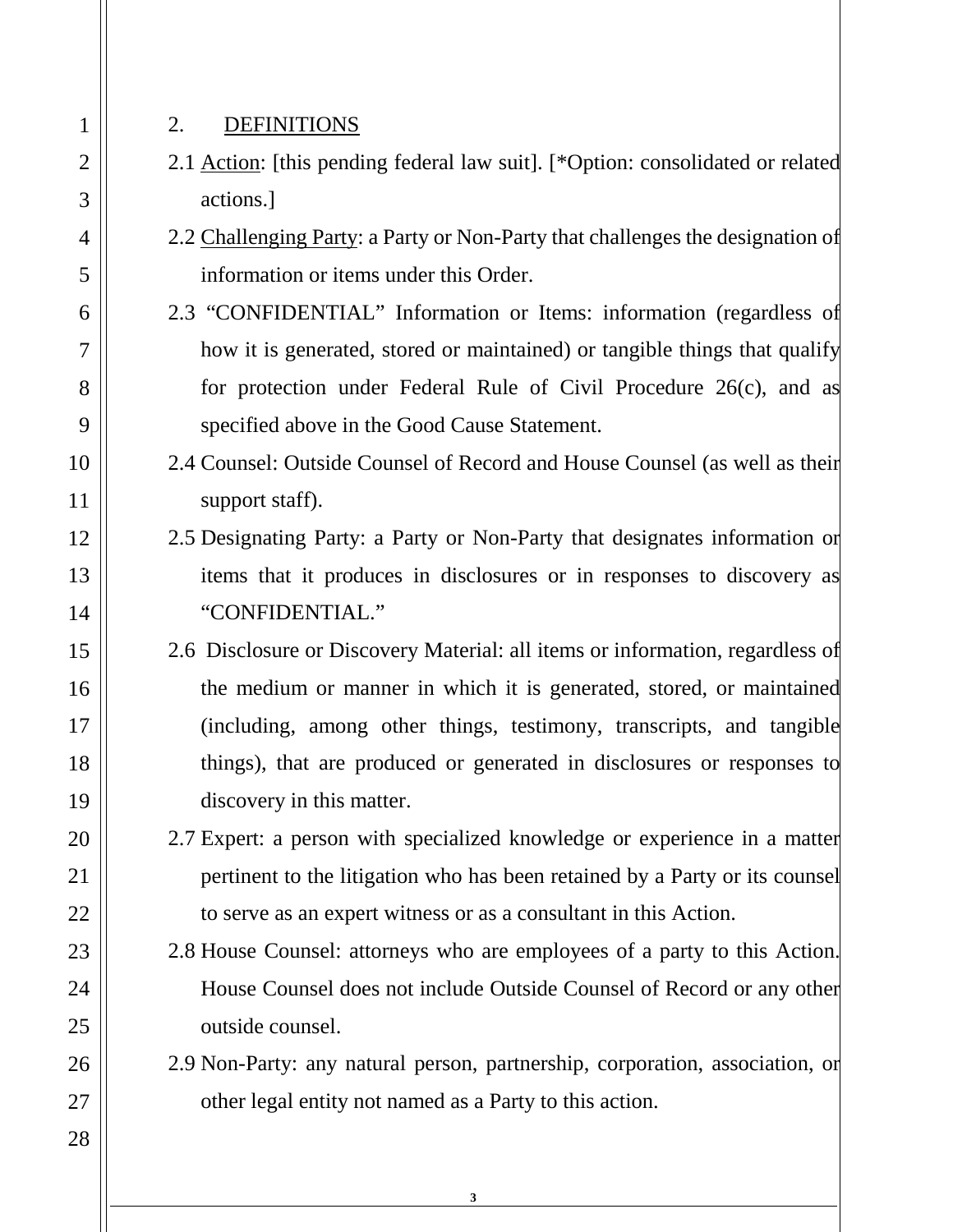## 2. DEFINITIONS

2.1 Action: [this pending federal law suit]. [*Option: consolidated or related actions.]

2.2 Challenging Party: a Party or Non-Party that challenges the designation of information or items under this Order.

2.3 "CONFIDENTIAL" Information or Items: information (regardless of how it is generated, stored or maintained) or tangible things that qualify for protection under Federal Rule of Civil Procedure 26(c), and as specified above in the Good Cause Statement.

2.4 Counsel: Outside Counsel of Record and House Counsel (as well as their support staff).

2.5 Designating Party: a Party or Non-Party that designates information or items that it produces in disclosures or in responses to discovery as "CONFIDENTIAL."

2.6 Disclosure or Discovery Material: all items or information, regardless of the medium or manner in which it is generated, stored, or maintained (including, among other things, testimony, transcripts, and tangible things), that are produced or generated in disclosures or responses to discovery in this matter.

2.7 Expert: a person with specialized knowledge or experience in a matter pertinent to the litigation who has been retained by a Party or its counsel to serve as an expert witness or as a consultant in this Action.

2.8 House Counsel: attorneys who are employees of a party to this Action. House Counsel does not include Outside Counsel of Record or any other outside counsel.

2.9 Non-Party: any natural person, partnership, corporation, association, or other legal entity not named as a Party to this action.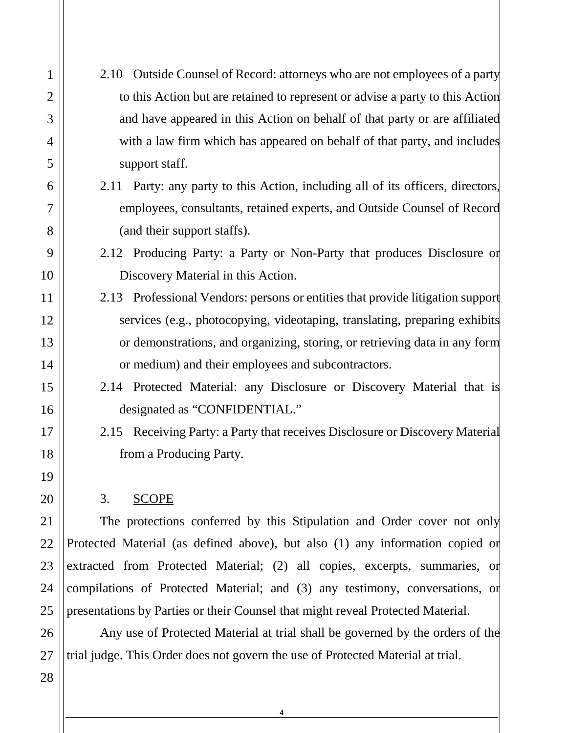2.10 Outside Counsel of Record: attorneys who are not employees of a party to this Action but are retained to represent or advise a party to this Action and have appeared in this Action on behalf of that party or are affiliated with a law firm which has appeared on behalf of that party, and includes support staff.

2.11 Party: any party to this Action, including all of its officers, directors, employees, consultants, retained experts, and Outside Counsel of Record (and their support staffs).

2.12 Producing Party: a Party or Non-Party that produces Disclosure or Discovery Material in this Action.

2.13 Professional Vendors: persons or entities that provide litigation support services (e.g., photocopying, videotaping, translating, preparing exhibits or demonstrations, and organizing, storing, or retrieving data in any form or medium) and their employees and subcontractors.

2.14 Protected Material: any Disclosure or Discovery Material that is designated as "CONFIDENTIAL."

2.15 Receiving Party: a Party that receives Disclosure or Discovery Material from a Producing Party.

## 3. SCOPE

The protections conferred by this Stipulation and Order cover not only Protected Material (as defined above), but also (1) any information copied or extracted from Protected Material; (2) all copies, excerpts, summaries, or compilations of Protected Material; and (3) any testimony, conversations, or presentations by Parties or their Counsel that might reveal Protected Material.

Any use of Protected Material at trial shall be governed by the orders of the trial judge. This Order does not govern the use of Protected Material at trial.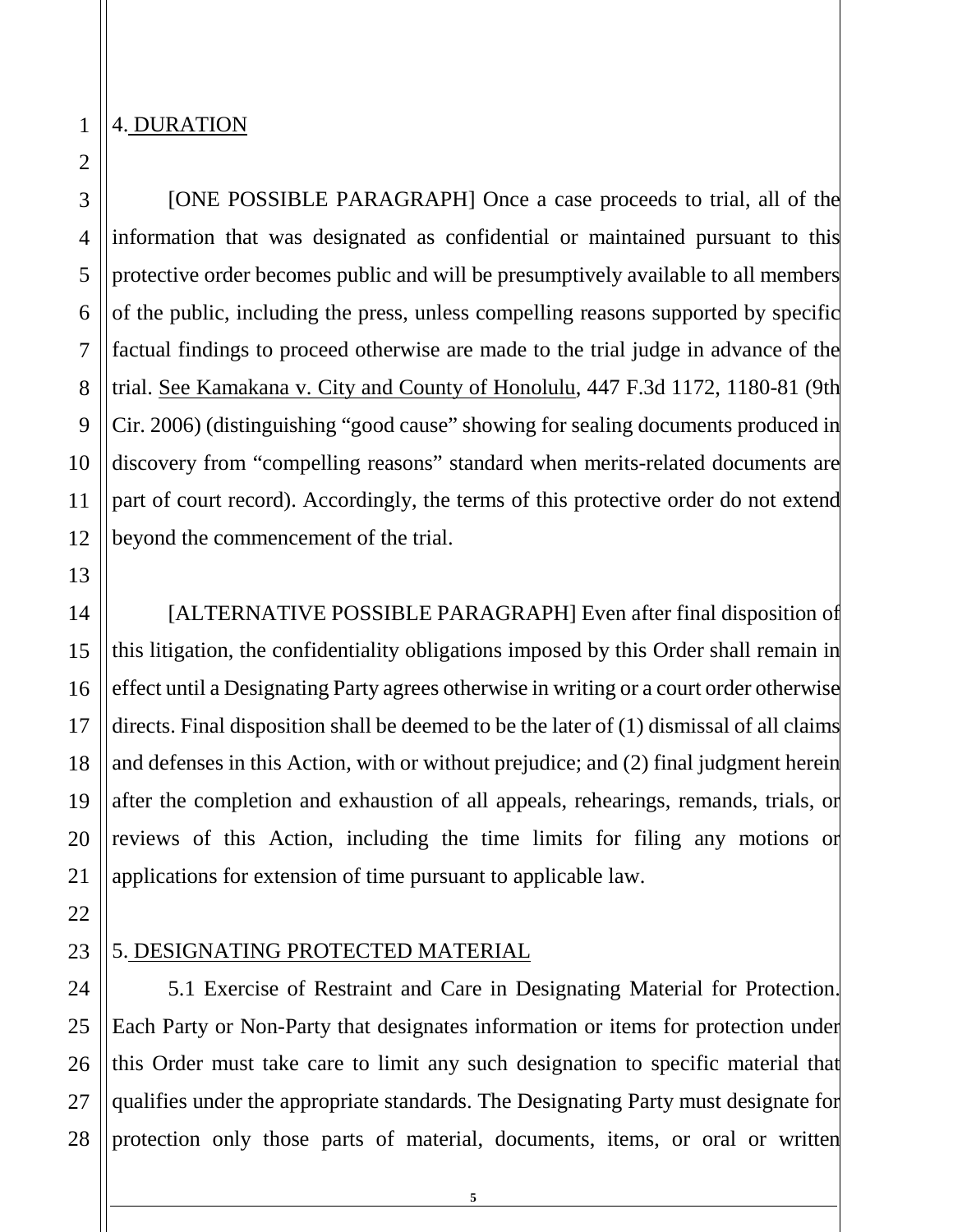4. DURATION

[ONE POSSIBLE PARAGRAPH] Once a case proceeds to trial, all of the information that was designated as confidential or maintained pursuant to this protective order becomes public and will be presumptively available to all members of the public, including the press, unless compelling reasons supported by specific factual findings to proceed otherwise are made to the trial judge in advance of the trial. See Kamakana v. City and County of Honolulu, 447 F.3d 1172, 1180-81 (9th Cir. 2006) (distinguishing "good cause" showing for sealing documents produced in discovery from "compelling reasons" standard when merits-related documents are part of court record). Accordingly, the terms of this protective order do not extend beyond the commencement of the trial.

[ALTERNATIVE POSSIBLE PARAGRAPH] Even after final disposition of this litigation, the confidentiality obligations imposed by this Order shall remain in effect until a Designating Party agrees otherwise in writing or a court order otherwise directs. Final disposition shall be deemed to be the later of (1) dismissal of all claims and defenses in this Action, with or without prejudice; and (2) final judgment herein after the completion and exhaustion of all appeals, rehearings, remands, trials, or reviews of this Action, including the time limits for filing any motions or applications for extension of time pursuant to applicable law.

5. DESIGNATING PROTECTED MATERIAL

5.1 Exercise of Restraint and Care in Designating Material for Protection. Each Party or Non-Party that designates information or items for protection under this Order must take care to limit any such designation to specific material that qualifies under the appropriate standards. The Designating Party must designate for protection only those parts of material, documents, items, or oral or written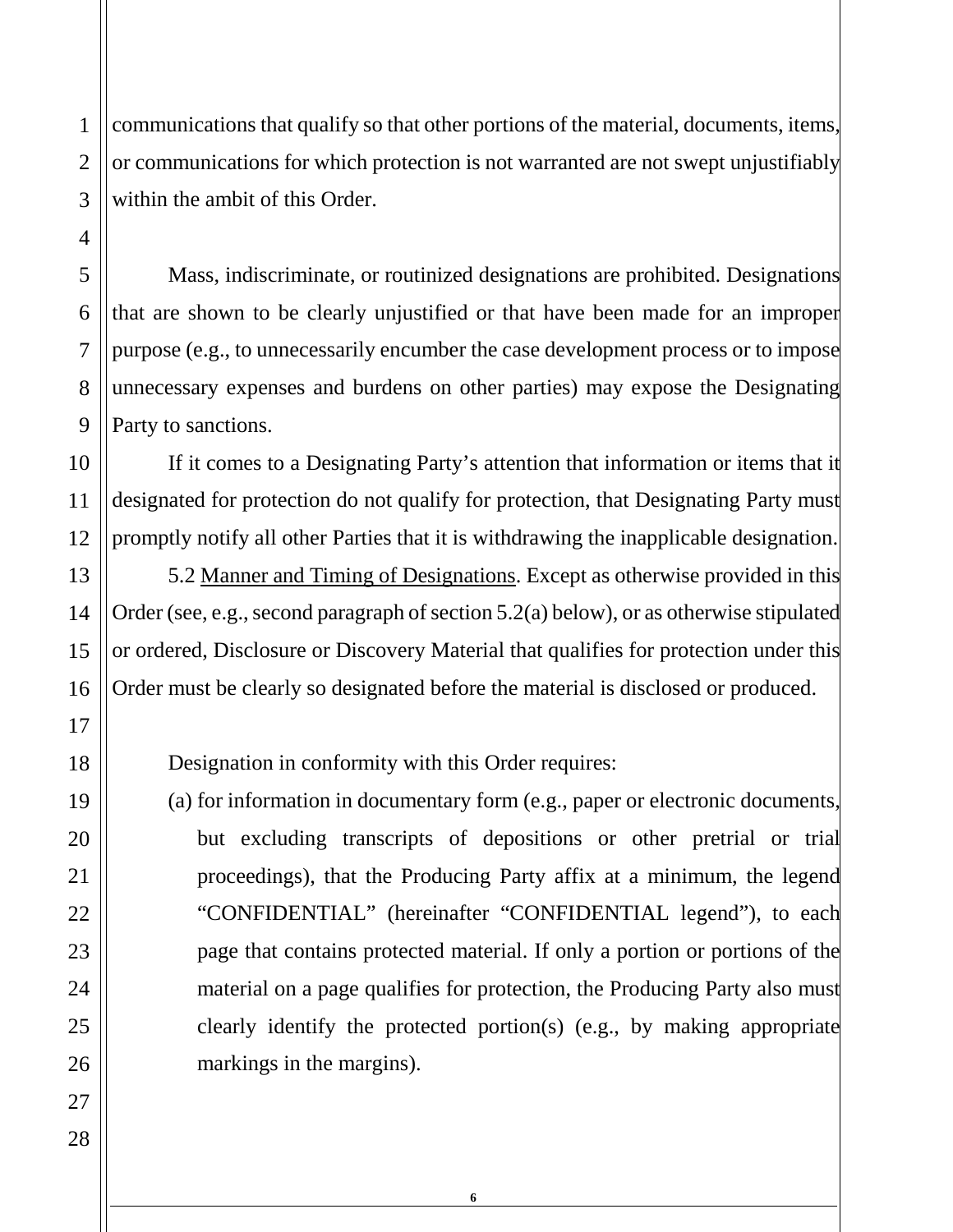communications that qualify so that other portions of the material, documents, items, or communications for which protection is not warranted are not swept unjustifiably within the ambit of this Order.

Mass, indiscriminate, or routinized designations are prohibited. Designations that are shown to be clearly unjustified or that have been made for an improper purpose (e.g., to unnecessarily encumber the case development process or to impose unnecessary expenses and burdens on other parties) may expose the Designating Party to sanctions.

If it comes to a Designating Party's attention that information or items that it designated for protection do not qualify for protection, that Designating Party must promptly notify all other Parties that it is withdrawing the inapplicable designation.

5.2 Manner and Timing of Designations. Except as otherwise provided in this Order (see, e.g., second paragraph of section 5.2(a) below), or as otherwise stipulated or ordered, Disclosure or Discovery Material that qualifies for protection under this Order must be clearly so designated before the material is disclosed or produced.

Designation in conformity with this Order requires:

(a) for information in documentary form (e.g., paper or electronic documents, but excluding transcripts of depositions or other pretrial or trial proceedings), that the Producing Party affix at a minimum, the legend "CONFIDENTIAL" (hereinafter "CONFIDENTIAL legend"), to each page that contains protected material. If only a portion or portions of the material on a page qualifies for protection, the Producing Party also must clearly identify the protected portion(s) (e.g., by making appropriate markings in the margins).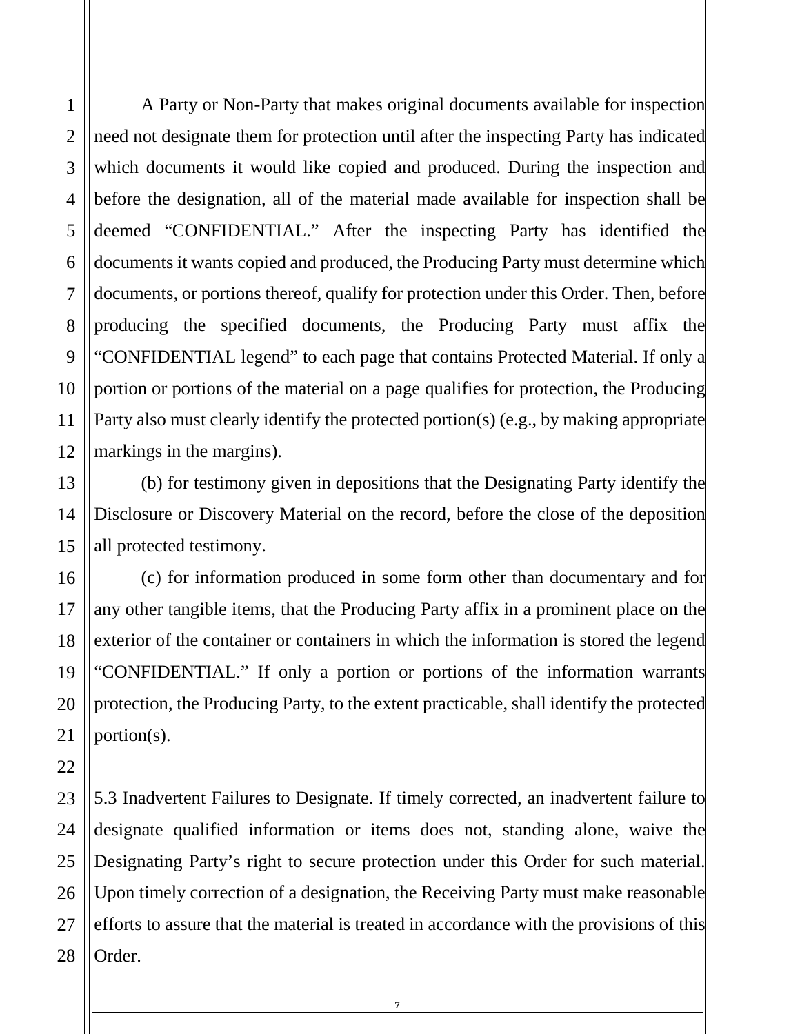A Party or Non-Party that makes original documents available for inspection need not designate them for protection until after the inspecting Party has indicated which documents it would like copied and produced. During the inspection and before the designation, all of the material made available for inspection shall be deemed "CONFIDENTIAL." After the inspecting Party has identified the documents it wants copied and produced, the Producing Party must determine which documents, or portions thereof, qualify for protection under this Order. Then, before producing the specified documents, the Producing Party must affix the "CONFIDENTIAL legend" to each page that contains Protected Material. If only a portion or portions of the material on a page qualifies for protection, the Producing Party also must clearly identify the protected portion(s) (e.g., by making appropriate markings in the margins).

(b) for testimony given in depositions that the Designating Party identify the Disclosure or Discovery Material on the record, before the close of the deposition all protected testimony.

(c) for information produced in some form other than documentary and for any other tangible items, that the Producing Party affix in a prominent place on the exterior of the container or containers in which the information is stored the legend "CONFIDENTIAL." If only a portion or portions of the information warrants protection, the Producing Party, to the extent practicable, shall identify the protected portion(s).

5.3 Inadvertent Failures to Designate. If timely corrected, an inadvertent failure to designate qualified information or items does not, standing alone, waive the Designating Party's right to secure protection under this Order for such material. Upon timely correction of a designation, the Receiving Party must make reasonable efforts to assure that the material is treated in accordance with the provisions of this Order.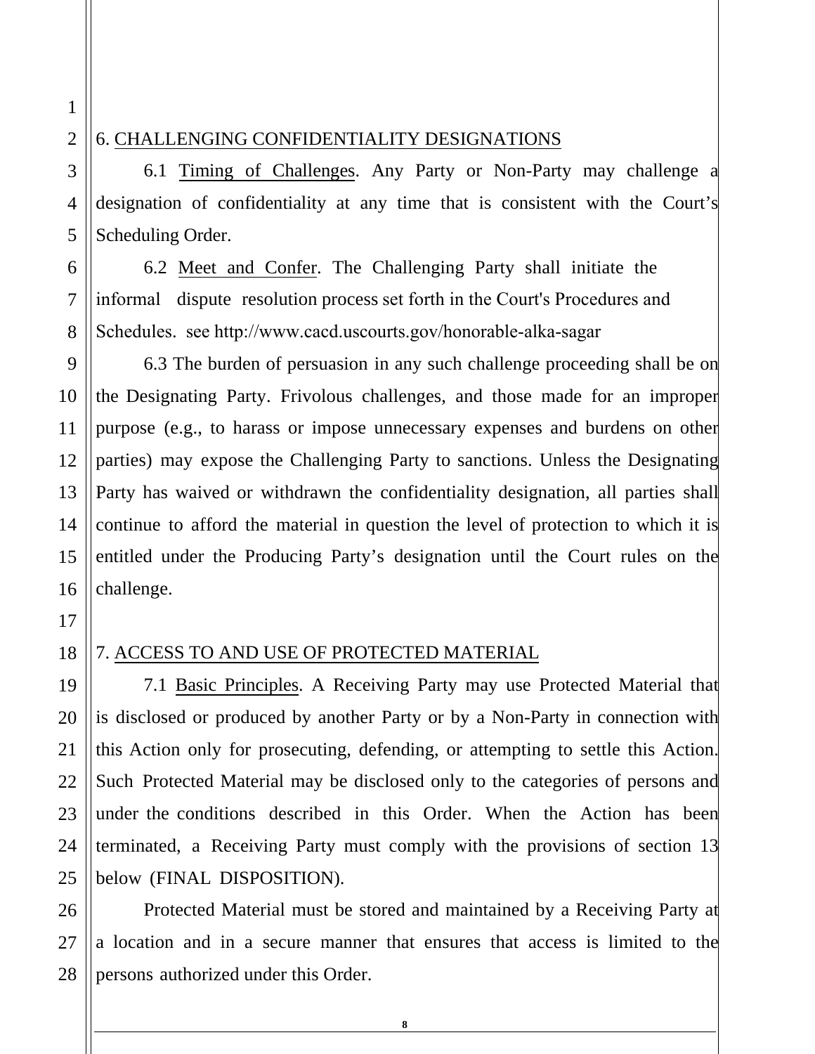## 6. CHALLENGING CONFIDENTIALITY DESIGNATIONS

6.1 Timing of Challenges. Any Party or Non-Party may challenge a designation of confidentiality at any time that is consistent with the Court's Scheduling Order.

6.2 Meet and Confer. The Challenging Party shall initiate the informal dispute resolution process set forth in the Court's Procedures and Schedules. see http://www.cacd.uscourts.gov/honorable-alka-sagar

6.3 The burden of persuasion in any such challenge proceeding shall be on the Designating Party. Frivolous challenges, and those made for an improper purpose (e.g., to harass or impose unnecessary expenses and burdens on other parties) may expose the Challenging Party to sanctions. Unless the Designating Party has waived or withdrawn the confidentiality designation, all parties shall continue to afford the material in question the level of protection to which it is entitled under the Producing Party's designation until the Court rules on the challenge.

## 7. ACCESS TO AND USE OF PROTECTED MATERIAL

7.1 Basic Principles. A Receiving Party may use Protected Material that is disclosed or produced by another Party or by a Non-Party in connection with this Action only for prosecuting, defending, or attempting to settle this Action. Such Protected Material may be disclosed only to the categories of persons and under the conditions described in this Order. When the Action has been terminated, a Receiving Party must comply with the provisions of section 13 below (FINAL DISPOSITION).

Protected Material must be stored and maintained by a Receiving Party at a location and in a secure manner that ensures that access is limited to the persons authorized under this Order.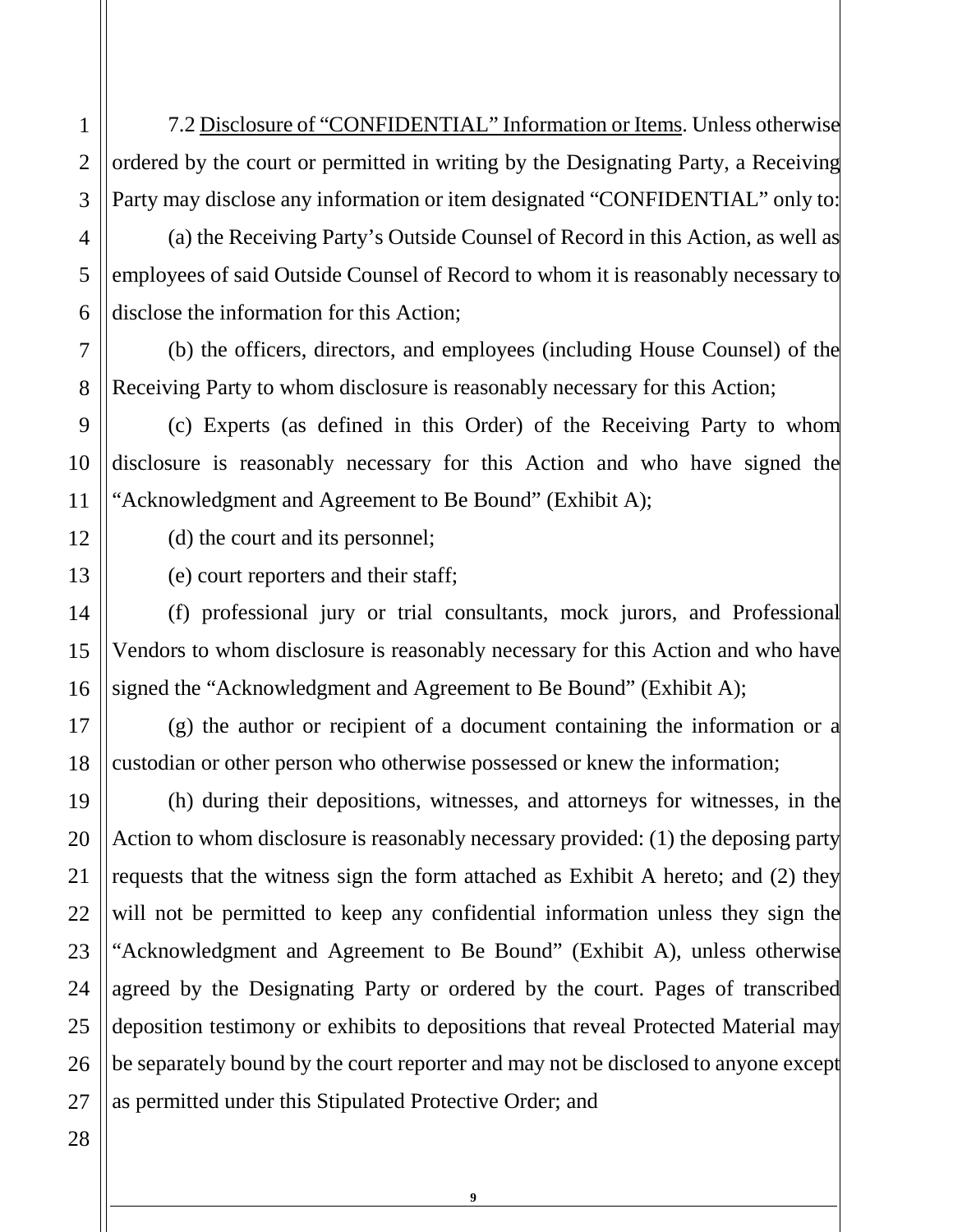7.2 Disclosure of "CONFIDENTIAL" Information or Items. Unless otherwise ordered by the court or permitted in writing by the Designating Party, a Receiving Party may disclose any information or item designated "CONFIDENTIAL" only to:

(a) the Receiving Party's Outside Counsel of Record in this Action, as well as employees of said Outside Counsel of Record to whom it is reasonably necessary to disclose the information for this Action;

(b) the officers, directors, and employees (including House Counsel) of the Receiving Party to whom disclosure is reasonably necessary for this Action;

(c) Experts (as defined in this Order) of the Receiving Party to whom disclosure is reasonably necessary for this Action and who have signed the "Acknowledgment and Agreement to Be Bound" (Exhibit A);

(d) the court and its personnel;

(e) court reporters and their staff;

(f) professional jury or trial consultants, mock jurors, and Professional Vendors to whom disclosure is reasonably necessary for this Action and who have signed the "Acknowledgment and Agreement to Be Bound" (Exhibit A);

(g) the author or recipient of a document containing the information or a custodian or other person who otherwise possessed or knew the information;

(h) during their depositions, witnesses, and attorneys for witnesses, in the Action to whom disclosure is reasonably necessary provided: (1) the deposing party requests that the witness sign the form attached as Exhibit A hereto; and (2) they will not be permitted to keep any confidential information unless they sign the "Acknowledgment and Agreement to Be Bound" (Exhibit A), unless otherwise agreed by the Designating Party or ordered by the court. Pages of transcribed deposition testimony or exhibits to depositions that reveal Protected Material may be separately bound by the court reporter and may not be disclosed to anyone except as permitted under this Stipulated Protective Order; and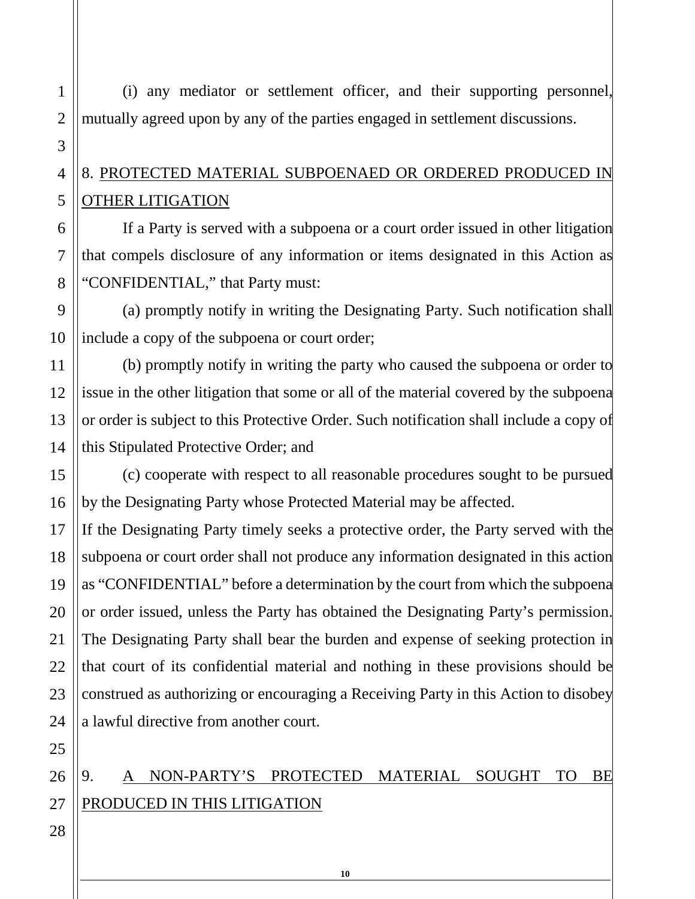(i) any mediator or settlement officer, and their supporting personnel, mutually agreed upon by any of the parties engaged in settlement discussions.

## 8. PROTECTED MATERIAL SUBPOENAED OR ORDERED PRODUCED IN OTHER LITIGATION

If a Party is served with a subpoena or a court order issued in other litigation that compels disclosure of any information or items designated in this Action as "CONFIDENTIAL," that Party must:

(a) promptly notify in writing the Designating Party. Such notification shall include a copy of the subpoena or court order;

(b) promptly notify in writing the party who caused the subpoena or order to issue in the other litigation that some or all of the material covered by the subpoena or order is subject to this Protective Order. Such notification shall include a copy of this Stipulated Protective Order; and

(c) cooperate with respect to all reasonable procedures sought to be pursued by the Designating Party whose Protected Material may be affected.

If the Designating Party timely seeks a protective order, the Party served with the subpoena or court order shall not produce any information designated in this action as "CONFIDENTIAL" before a determination by the court from which the subpoena or order issued, unless the Party has obtained the Designating Party's permission. The Designating Party shall bear the burden and expense of seeking protection in that court of its confidential material and nothing in these provisions should be construed as authorizing or encouraging a Receiving Party in this Action to disobey a lawful directive from another court.

## 9. A NON-PARTY'S PROTECTED MATERIAL SOUGHT TO BE PRODUCED IN THIS LITIGATION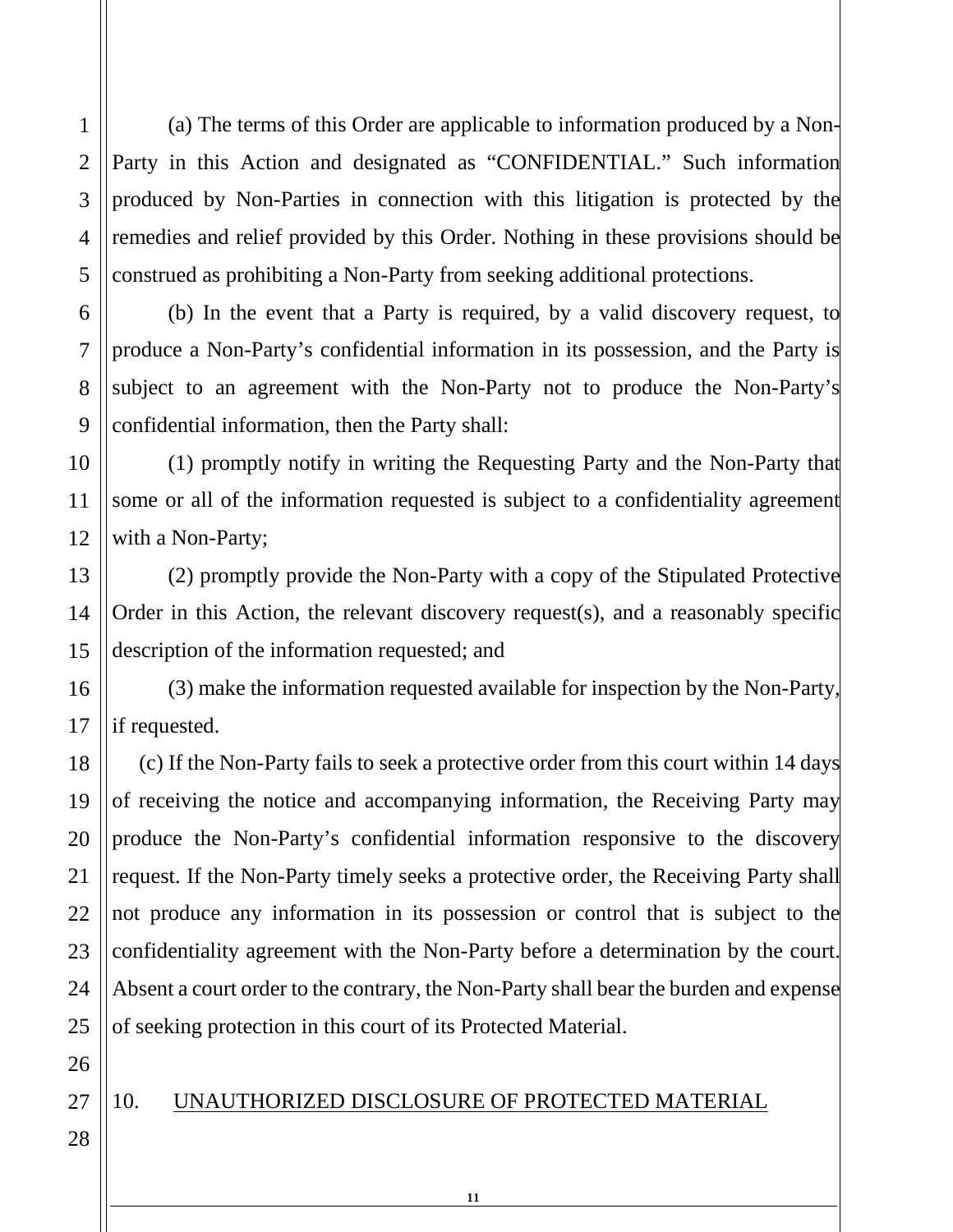(a) The terms of this Order are applicable to information produced by a Non-Party in this Action and designated as "CONFIDENTIAL." Such information produced by Non-Parties in connection with this litigation is protected by the remedies and relief provided by this Order. Nothing in these provisions should be construed as prohibiting a Non-Party from seeking additional protections.

(b) In the event that a Party is required, by a valid discovery request, to produce a Non-Party's confidential information in its possession, and the Party is subject to an agreement with the Non-Party not to produce the Non-Party's confidential information, then the Party shall:

(1) promptly notify in writing the Requesting Party and the Non-Party that some or all of the information requested is subject to a confidentiality agreement with a Non-Party;

(2) promptly provide the Non-Party with a copy of the Stipulated Protective Order in this Action, the relevant discovery request(s), and a reasonably specific description of the information requested; and

(3) make the information requested available for inspection by the Non-Party, if requested.

(c) If the Non-Party fails to seek a protective order from this court within 14 days of receiving the notice and accompanying information, the Receiving Party may produce the Non-Party's confidential information responsive to the discovery request. If the Non-Party timely seeks a protective order, the Receiving Party shall not produce any information in its possession or control that is subject to the confidentiality agreement with the Non-Party before a determination by the court. Absent a court order to the contrary, the Non-Party shall bear the burden and expense of seeking protection in this court of its Protected Material.

## 10. UNAUTHORIZED DISCLOSURE OF PROTECTED MATERIAL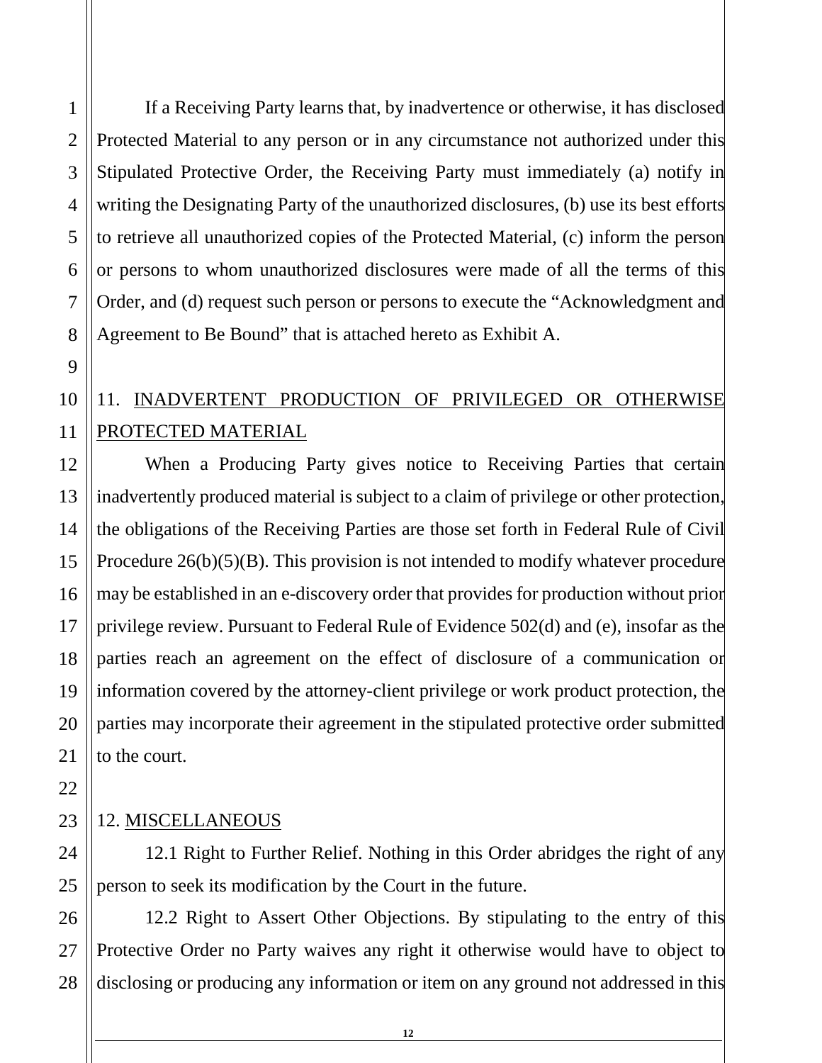If a Receiving Party learns that, by inadvertence or otherwise, it has disclosed Protected Material to any person or in any circumstance not authorized under this Stipulated Protective Order, the Receiving Party must immediately (a) notify in writing the Designating Party of the unauthorized disclosures, (b) use its best efforts to retrieve all unauthorized copies of the Protected Material, (c) inform the person or persons to whom unauthorized disclosures were made of all the terms of this Order, and (d) request such person or persons to execute the "Acknowledgment and Agreement to Be Bound" that is attached hereto as Exhibit A.

## 11. INADVERTENT PRODUCTION OF PRIVILEGED OR OTHERWISE PROTECTED MATERIAL

When a Producing Party gives notice to Receiving Parties that certain inadvertently produced material is subject to a claim of privilege or other protection, the obligations of the Receiving Parties are those set forth in Federal Rule of Civil Procedure 26(b)(5)(B). This provision is not intended to modify whatever procedure may be established in an e-discovery order that provides for production without prior privilege review. Pursuant to Federal Rule of Evidence 502(d) and (e), insofar as the parties reach an agreement on the effect of disclosure of a communication or information covered by the attorney-client privilege or work product protection, the parties may incorporate their agreement in the stipulated protective order submitted to the court.

## 12. MISCELLANEOUS

12.1 Right to Further Relief. Nothing in this Order abridges the right of any person to seek its modification by the Court in the future.

12.2 Right to Assert Other Objections. By stipulating to the entry of this Protective Order no Party waives any right it otherwise would have to object to disclosing or producing any information or item on any ground not addressed in this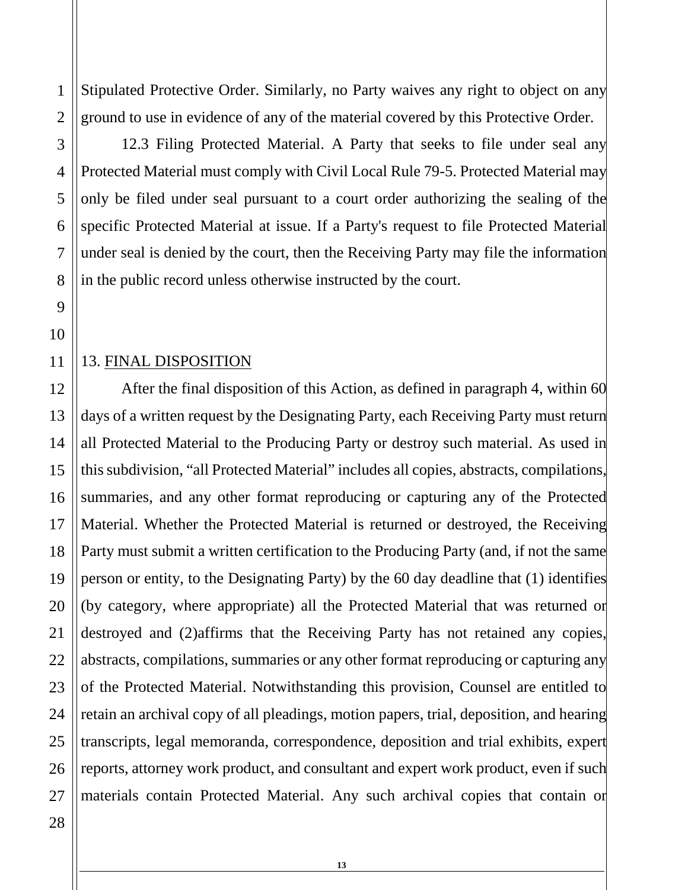Stipulated Protective Order. Similarly, no Party waives any right to object on any ground to use in evidence of any of the material covered by this Protective Order.

12.3 Filing Protected Material. A Party that seeks to file under seal any Protected Material must comply with Civil Local Rule 79-5. Protected Material may only be filed under seal pursuant to a court order authorizing the sealing of the specific Protected Material at issue. If a Party's request to file Protected Material under seal is denied by the court, then the Receiving Party may file the information in the public record unless otherwise instructed by the court.

## 13. FINAL DISPOSITION

After the final disposition of this Action, as defined in paragraph 4, within 60 days of a written request by the Designating Party, each Receiving Party must return all Protected Material to the Producing Party or destroy such material. As used in this subdivision, “all Protected Material” includes all copies, abstracts, compilations, summaries, and any other format reproducing or capturing any of the Protected Material. Whether the Protected Material is returned or destroyed, the Receiving Party must submit a written certification to the Producing Party (and, if not the same person or entity, to the Designating Party) by the 60 day deadline that (1) identifies (by category, where appropriate) all the Protected Material that was returned or destroyed and (2)affirms that the Receiving Party has not retained any copies, abstracts, compilations, summaries or any other format reproducing or capturing any of the Protected Material. Notwithstanding this provision, Counsel are entitled to retain an archival copy of all pleadings, motion papers, trial, deposition, and hearing transcripts, legal memoranda, correspondence, deposition and trial exhibits, expert reports, attorney work product, and consultant and expert work product, even if such materials contain Protected Material. Any such archival copies that contain or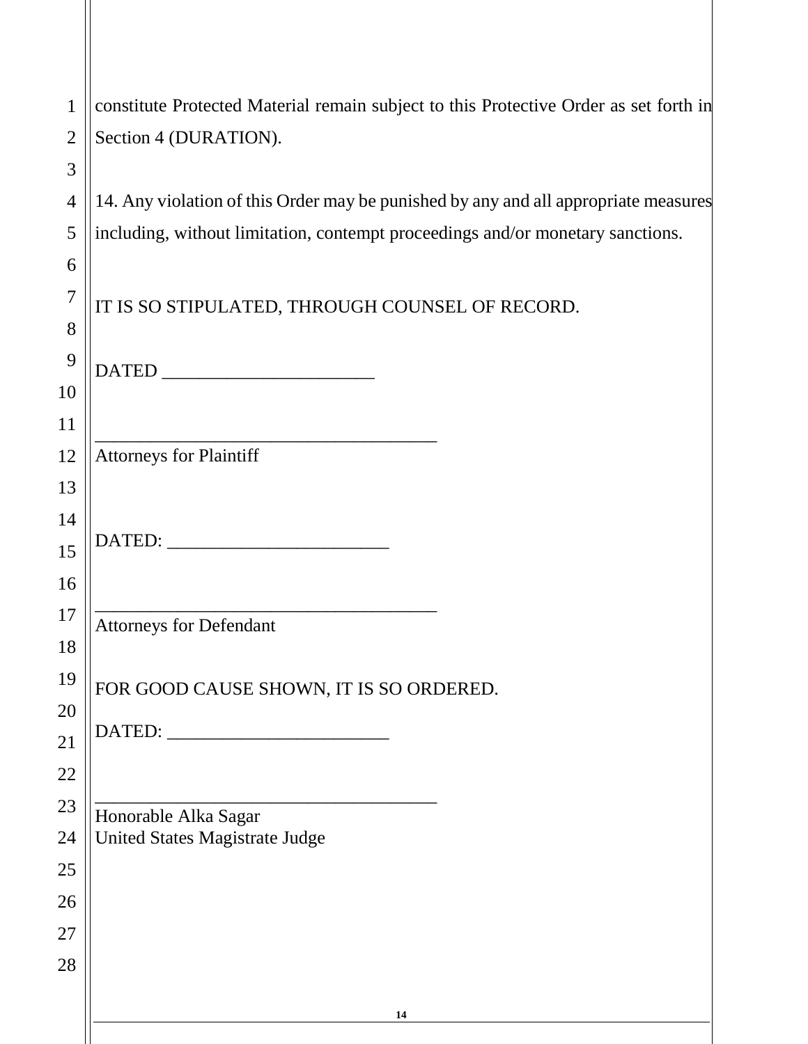constitute Protected Material remain subject to this Protective Order as set forth in Section 4 (DURATION).

14. Any violation of this Order may be punished by any and all appropriate measures including, without limitation, contempt proceedings and/or monetary sanctions.

IT IS SO STIPULATED, THROUGH COUNSEL OF RECORD.

DATED _______________________

______________________________________
Attorneys for Plaintiff

DATED: ________________________

______________________________________
Attorneys for Defendant

FOR GOOD CAUSE SHOWN, IT IS SO ORDERED.

DATED: ________________________

______________________________________
Honorable Alka Sagar
United States Magistrate Judge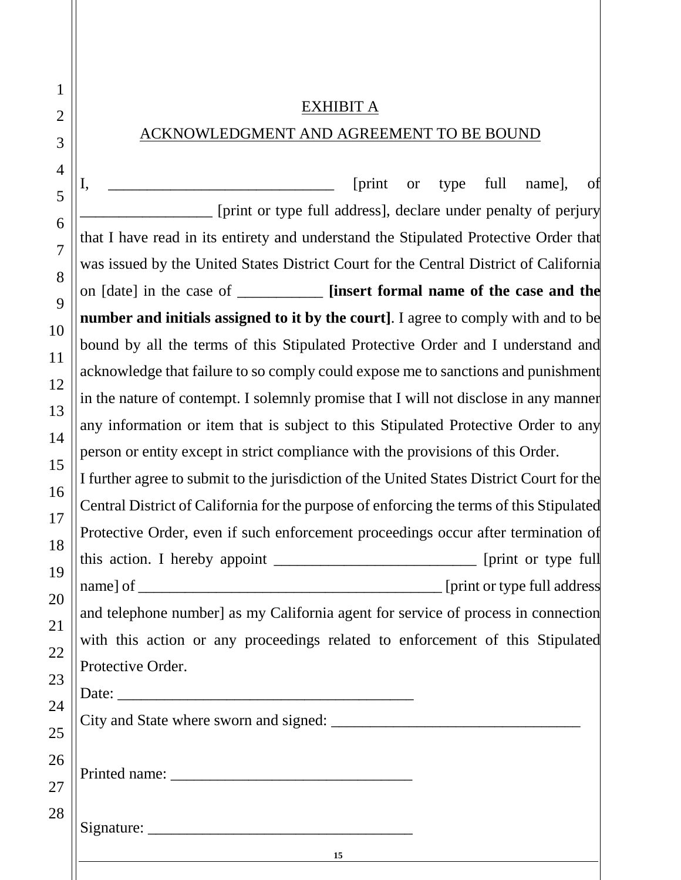## EXHIBIT A

## ACKNOWLEDGMENT AND AGREEMENT TO BE BOUND

I, _____________________________ [print or type full name], of _________________ [print or type full address], declare under penalty of perjury that I have read in its entirety and understand the Stipulated Protective Order that was issued by the United States District Court for the Central District of California on [date] in the case of ___________ **[insert formal name of the case and the number and initials assigned to it by the court]**. I agree to comply with and to be bound by all the terms of this Stipulated Protective Order and I understand and acknowledge that failure to so comply could expose me to sanctions and punishment in the nature of contempt. I solemnly promise that I will not disclose in any manner any information or item that is subject to this Stipulated Protective Order to any person or entity except in strict compliance with the provisions of this Order.

I further agree to submit to the jurisdiction of the United States District Court for the Central District of California for the purpose of enforcing the terms of this Stipulated Protective Order, even if such enforcement proceedings occur after termination of this action. I hereby appoint __________________________ [print or type full name] of _______________________________________ [print or type full address and telephone number] as my California agent for service of process in connection with this action or any proceedings related to enforcement of this Stipulated Protective Order.

Date: ______________________________________

City and State where sworn and signed: ________________________________

Printed name: _______________________________

Signature: __________________________________